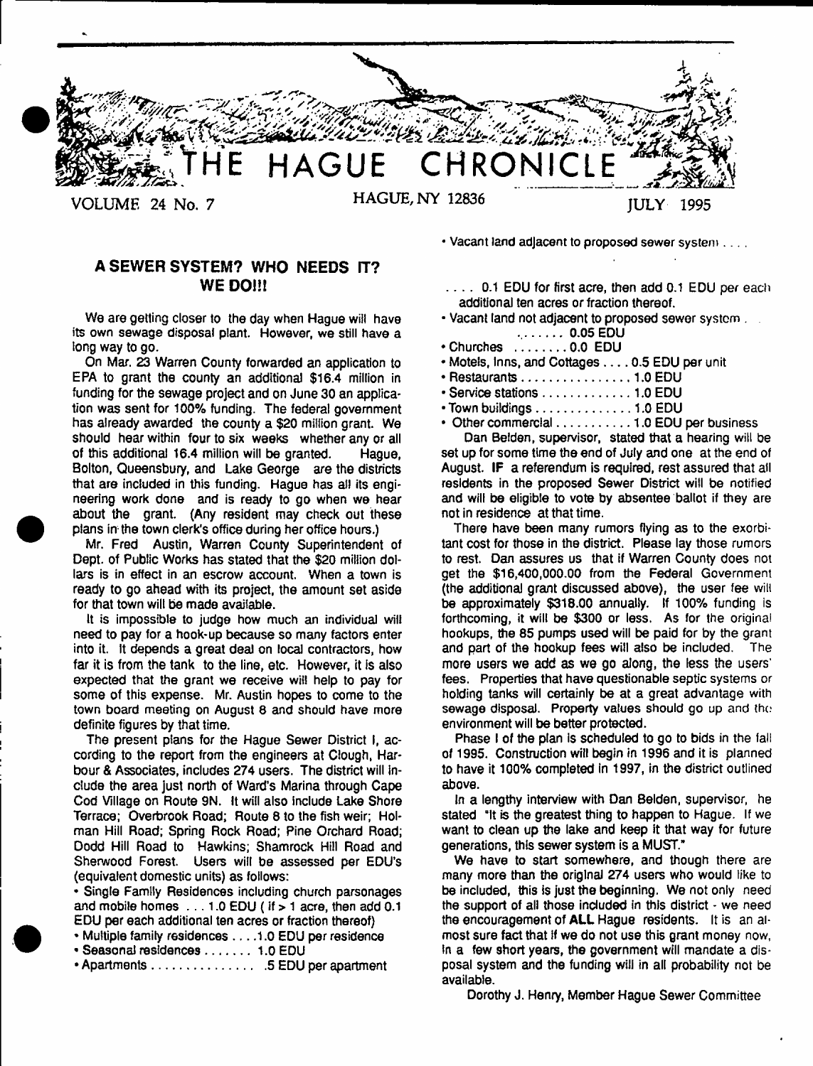# THE HAGUE CHRONICLE

VOLUME 24 No. 7 — HAGUE, NY 12836 — JULY 1995

## A SEWER SYSTEM? WHO NEEDS IT? WE DO!!!

We are getting closer to the day when Hague will have its own sewage disposal plant. However, we still have a long way to go.

On Mar. 23 Warren County forwarded an application to EPA to grant the county an additional $16.4 million in funding for the sewage project and on June 30 an application was sent for 100% funding. The federal government has already awarded the county a $20 million grant. We should hear within four to six weeks whether any or all of this additional 16.4 million will be granted. Hague, Bolton, Queensbury, and Lake George are the districts that are included in this funding. Hague has all its engineering work done and is ready to go when we hear about the grant. (Any resident may check out these plans in the town clerk's office during her office hours.)

Mr. Fred Austin, Warren County Superintendent of Dept. of Public Works has stated that the $20 million dollars is in effect in an escrow account. When a town is ready to go ahead with its project, the amount set aside for that town will be made available.

It is impossible to judge how much an individual will need to pay for a hook-up because so many factors enter into it. It depends a great deal on local contractors, how far it is from the tank to the line, etc. However, it is also expected that the grant we receive will help to pay for some of this expense. Mr. Austin hopes to come to the town board meeting on August 8 and should have more definite figures by that time.

The present plans for the Hague Sewer District I, according to the report from the engineers at Clough, Harbour & Associates, includes 274 users. The district will include the area just north of Ward's Marina through Cape Cod Village on Route 9N. It will also include Lake Shore Terrace; Overbrook Road; Route 8 to the fish weir; Holman Hill Road; Spring Rock Road; Pine Orchard Road; Dodd Hill Road to Hawkins; Shamrock Hill Road and Sherwood Forest. Users will be assessed per EDU's (equivalent domestic units) as follows:

- Single Family Residences including church parsonages and mobile homes . . . 1.0 EDU ( If > 1 acre, then add 0.1 EDU per each additional ten acres or fraction thereof)
- Multiple family residences . . . .1.0 EDU per residence
- Seasonal residences . . . . . . . 1.0 EDU
- Apartments . . . . . . . . . . . . . . . .5 EDU per apartment
- Vacant land adjacent to proposed sewer system . . . . . . . . 0.1 EDU for first acre, then add 0.1 EDU per each additional ten acres or fraction thereof.
- Vacant land not adjacent to proposed sewer system . . . . . . . . 0.05 EDU
- Churches . . . . . . . . 0.0 EDU
- Motels, Inns, and Cottages . . . . 0.5 EDU per unit
- Restaurants . . . . . . . . . . . . . . . . 1.0 EDU
- Service stations . . . . . . . . . . . . . 1.0 EDU
- Town buildings . . . . . . . . . . . . . . 1.0 EDU
- Other commercial . . . . . . . . . . . 1.0 EDU per business

Dan Belden, supervisor, stated that a hearing will be set up for some time the end of July and one at the end of August. **IF** a referendum is required, rest assured that all residents in the proposed Sewer District will be notified and will be eligible to vote by absentee ballot if they are not in residence at that time.

There have been many rumors flying as to the exorbitant cost for those in the district. Please lay those rumors to rest. Dan assures us that if Warren County does not get the $16,400,000.00 from the Federal Government (the additional grant discussed above), the user fee will be approximately $318.00 annually. If 100% funding is forthcoming, it will be $300 or less. As for the original hookups, the 85 pumps used will be paid for by the grant and part of the hookup fees will also be included. The more users we add as we go along, the less the users' fees. Properties that have questionable septic systems or holding tanks will certainly be at a great advantage with sewage disposal. Property values should go up and the environment will be better protected.

Phase I of the plan is scheduled to go to bids in the fall of 1995. Construction will begin in 1996 and it is planned to have it 100% completed in 1997, in the district outlined above.

In a lengthy interview with Dan Belden, supervisor, he stated "It is the greatest thing to happen to Hague. If we want to clean up the lake and keep it that way for future generations, this sewer system is a MUST."

We have to start somewhere, and though there are many more than the original 274 users who would like to be included, this is just the beginning. We not only need the support of all those included in this district - we need the encouragement of **ALL** Hague residents. It is an almost sure fact that if we do not use this grant money now, in a few short years, the government will mandate a disposal system and the funding will in all probability not be available.

Dorothy J. Henry, Member Hague Sewer Committee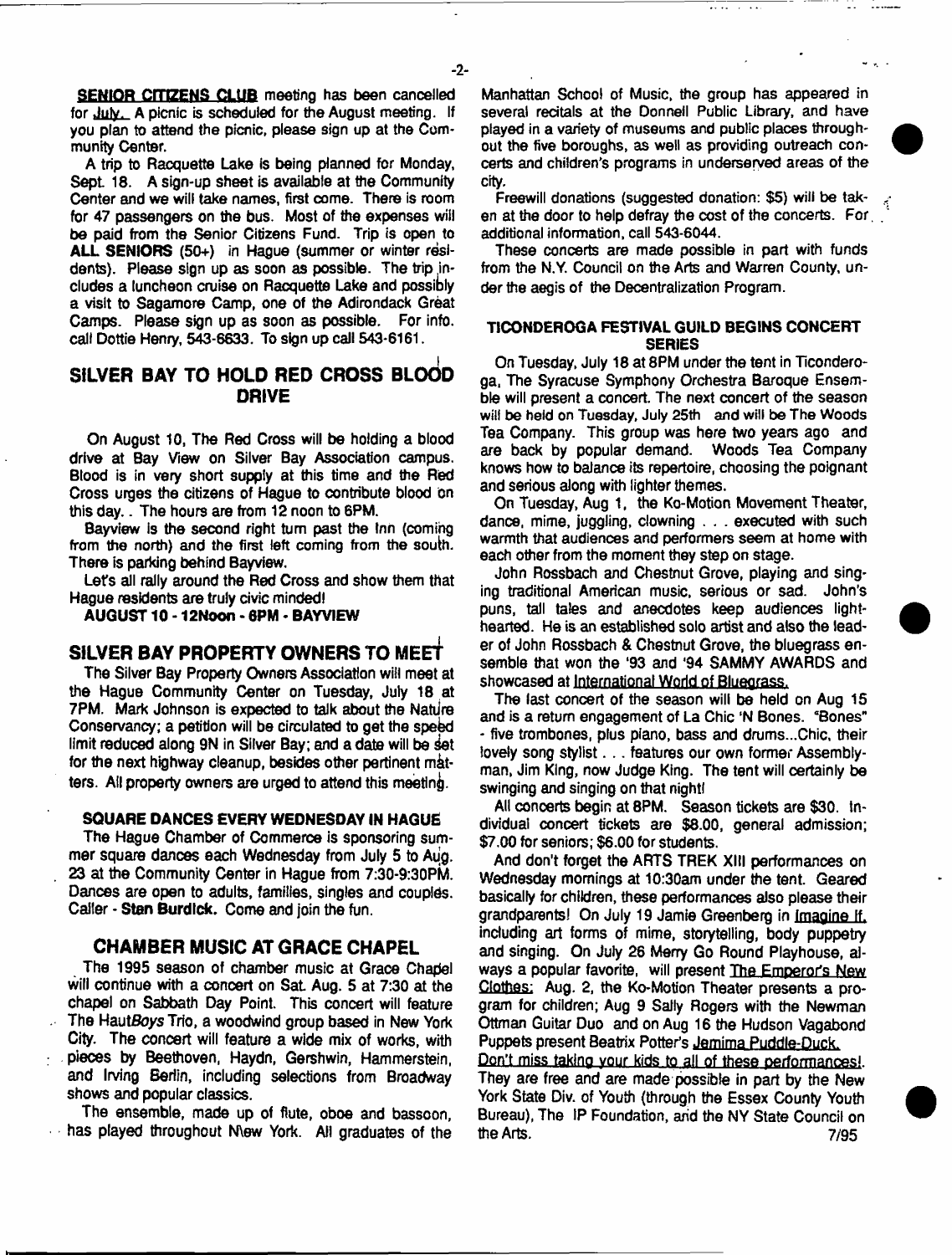**SENIOR CITIZENS CLUB** meeting has been cancelled for July. A picnic is scheduled for the August meeting. If you plan to attend the picnic, please sign up at the Community Center.

A trip to Racquette Lake is being planned for Monday, Sept. 18. A sign-up sheet is available at the Community Center and we will take names, first come. There is room for 47 passengers on the bus. Most of the expenses will be paid from the Senior Citizens Fund. Trip is open to **ALL SENIORS** (50+) in Hague (summer or winter residents). Please sign up as soon as possible. The trip includes a luncheon cruise on Racquette Lake and possibly a visit to Sagamore Camp, one of the Adirondack Great Camps. Please sign up as soon as possible. For info. call Dottie Henry, 543-6633. To sign up call 543-6161.

## SILVER BAY TO HOLD RED CROSS BLOOD DRIVE

On August 10, The Red Cross will be holding a blood drive at Bay View on Silver Bay Association campus. Blood is in very short supply at this time and the Red Cross urges the citizens of Hague to contribute blood on this day.. The hours are from 12 noon to 6PM.

Bayview is the second right turn past the Inn (coming from the north) and the first left coming from the south. There is parking behind Bayview.

Let's all rally around the Red Cross and show them that Hague residents are truly civic minded!

**AUGUST 10 - 12Noon - 6PM - BAYVIEW**

## SILVER BAY PROPERTY OWNERS TO MEET

The Silver Bay Property Owners Association will meet at the Hague Community Center on Tuesday, July 18 at 7PM. Mark Johnson is expected to talk about the Nature Conservancy; a petition will be circulated to get the speed limit reduced along 9N in Silver Bay; and a date will be set for the next highway cleanup, besides other pertinent matters. All property owners are urged to attend this meeting.

### SQUARE DANCES EVERY WEDNESDAY IN HAGUE

The Hague Chamber of Commerce is sponsoring summer square dances each Wednesday from July 5 to Aug. 23 at the Community Center in Hague from 7:30-9:30PM. Dances are open to adults, families, singles and couples. Caller - **Stan Burdick.** Come and join the fun.

## CHAMBER MUSIC AT GRACE CHAPEL

The 1995 season of chamber music at Grace Chapel will continue with a concert on Sat. Aug. 5 at 7:30 at the chapel on Sabbath Day Point. This concert will feature The Haut*Boys* Trio, a woodwind group based in New York City. The concert will feature a wide mix of works, with pieces by Beethoven, Haydn, Gershwin, Hammerstein, and Irving Berlin, including selections from Broadway shows and popular classics.

The ensemble, made up of flute, oboe and bassoon, has played throughout New York. All graduates of the Manhattan School of Music, the group has appeared in several recitals at the Donnell Public Library, and have played in a variety of museums and public places throughout the five boroughs, as well as providing outreach concerts and children's programs in underserved areas of the city.

Freewill donations (suggested donation: $5) will be taken at the door to help defray the cost of the concerts. For additional information, call 543-6044.

These concerts are made possible in part with funds from the N.Y. Council on the Arts and Warren County, under the aegis of the Decentralization Program.

### TICONDEROGA FESTIVAL GUILD BEGINS CONCERT SERIES

On Tuesday, July 18 at 8PM under the tent in Ticonderoga, The Syracuse Symphony Orchestra Baroque Ensemble will present a concert. The next concert of the season will be held on Tuesday, July 25th and will be The Woods Tea Company. This group was here two years ago and are back by popular demand. Woods Tea Company knows how to balance its repertoire, choosing the poignant and serious along with lighter themes.

On Tuesday, Aug 1, the Ko-Motion Movement Theater, dance, mime, juggling, clowning . . . executed with such warmth that audiences and performers seem at home with each other from the moment they step on stage.

John Rossbach and Chestnut Grove, playing and singing traditional American music, serious or sad. John's puns, tall tales and anecdotes keep audiences lighthearted. He is an established solo artist and also the leader of John Rossbach & Chestnut Grove, the bluegrass ensemble that won the '93 and '94 SAMMY AWARDS and showcased at International World of Bluegrass.

The last concert of the season will be held on Aug 15 and is a return engagement of La Chic 'N Bones. "Bones" - five trombones, plus piano, bass and drums...Chic, their lovely song stylist . . . features our own former Assemblyman, Jim King, now Judge King. The tent will certainly be swinging and singing on that night!

All concerts begin at 8PM. Season tickets are $30. Individual concert tickets are $8.00, general admission; $7.00 for seniors; $6.00 for students.

And don't forget the ARTS TREK XIII performances on Wednesday mornings at 10:30am under the tent. Geared basically for children, these performances also please their grandparents! On July 19 Jamie Greenberg in Imagine If, including art forms of mime, storytelling, body puppetry and singing. On July 26 Merry Go Round Playhouse, always a popular favorite, will present The Emperor's New Clothes; Aug. 2, the Ko-Motion Theater presents a program for children; Aug 9 Sally Rogers with the Newman Ottman Guitar Duo and on Aug 16 the Hudson Vagabond Puppets present Beatrix Potter's Jemima Puddle-Duck.

Don't miss taking your kids to all of these performances!. They are free and are made possible in part by the New York State Div. of Youth (through the Essex County Youth Bureau), The IP Foundation, and the NY State Council on the Arts.

7/95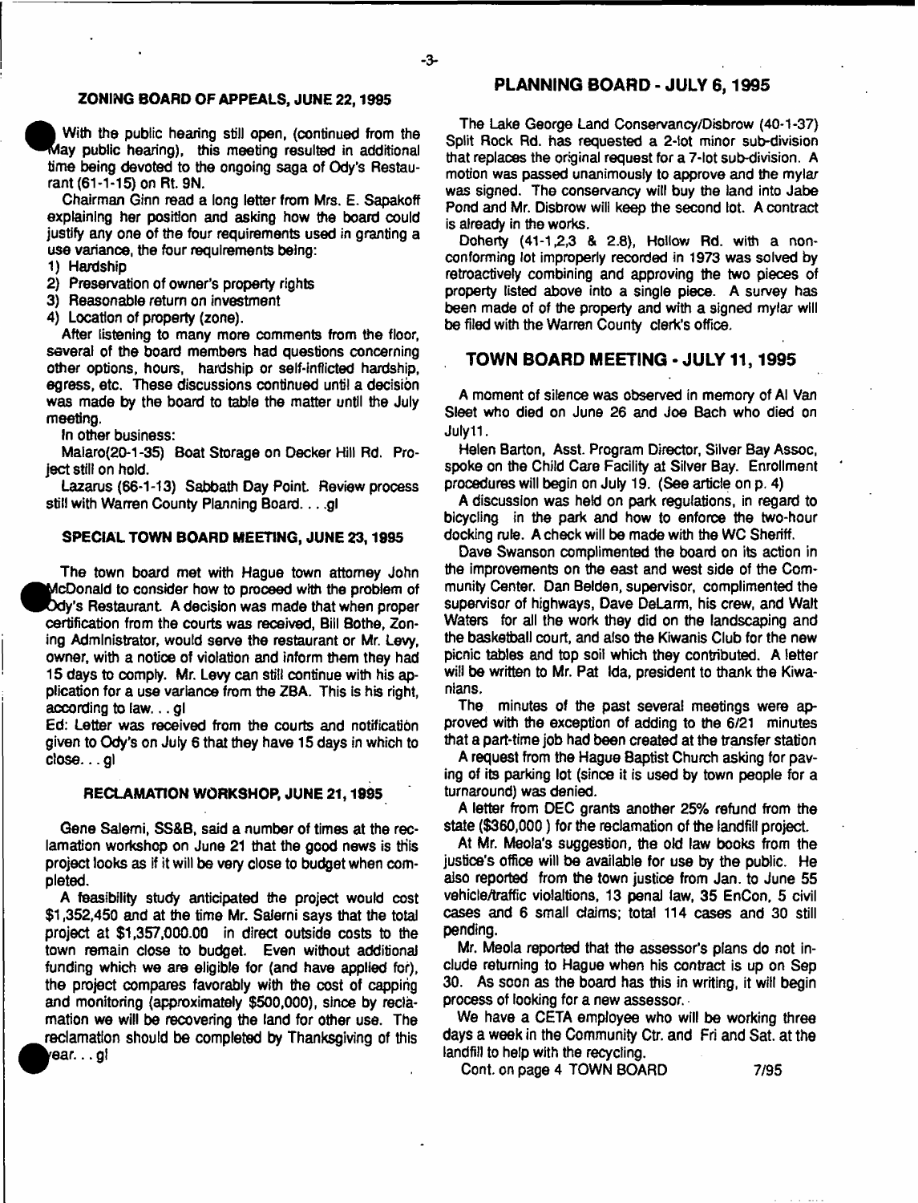## ZONING BOARD OF APPEALS, JUNE 22, 1995

With the public hearing still open, (continued from the May public hearing), this meeting resulted in additional time being devoted to the ongoing saga of Ody's Restaurant (61-1-15) on Rt. 9N.

Chairman Ginn read a long letter from Mrs. E. Sapakoff explaining her position and asking how the board could justify any one of the four requirements used in granting a use variance, the four requirements being:

1) Hardship
2) Preservation of owner's property rights
3) Reasonable return on investment
4) Location of property (zone).

After listening to many more comments from the floor, several of the board members had questions concerning other options, hours, hardship or self-inflicted hardship, egress, etc. These discussions continued until a decision was made by the board to table the matter until the July meeting.

In other business:

Malaro(20-1-35) Boat Storage on Decker Hill Rd. Project still on hold.

Lazarus (66-1-13) Sabbath Day Point. Review process still with Warren County Planning Board. . . .gl

### SPECIAL TOWN BOARD MEETING, JUNE 23, 1995

The town board met with Hague town attorney John McDonald to consider how to proceed with the problem of Ody's Restaurant. A decision was made that when proper certification from the courts was received, Bill Bothe, Zoning Administrator, would serve the restaurant or Mr. Levy, owner, with a notice of violation and inform them they had 15 days to comply. Mr. Levy can still continue with his application for a use variance from the ZBA. This is his right, according to law. . . gl

Ed: Letter was received from the courts and notification given to Ody's on July 6 that they have 15 days in which to close. . . gl

### RECLAMATION WORKSHOP, JUNE 21, 1995

Gene Salerni, SS&B, said a number of times at the reclamation workshop on June 21 that the good news is this project looks as if it will be very close to budget when completed.

A feasibility study anticipated the project would cost $1,352,450 and at the time Mr. Salerni says that the total project at $1,357,000.00 in direct outside costs to the town remain close to budget. Even without additional funding which we are eligible for (and have applied for), the project compares favorably with the cost of capping and monitoring (approximately $500,000), since by reclamation we will be recovering the land for other use. The reclamation should be completed by Thanksgiving of this year. . . gl

## PLANNING BOARD - JULY 6, 1995

The Lake George Land Conservancy/Disbrow (40-1-37) Split Rock Rd. has requested a 2-lot minor sub-division that replaces the original request for a 7-lot sub-division. A motion was passed unanimously to approve and the mylar was signed. The conservancy will buy the land into Jabe Pond and Mr. Disbrow will keep the second lot. A contract is already in the works.

Doherty (41-1,2,3 & 2.8), Hollow Rd. with a non-conforming lot improperly recorded in 1973 was solved by retroactively combining and approving the two pieces of property listed above into a single piece. A survey has been made of of the property and with a signed mylar will be filed with the Warren County clerk's office.

## TOWN BOARD MEETING - JULY 11, 1995

A moment of silence was observed in memory of Al Van Sleet who died on June 26 and Joe Bach who died on July11.

Helen Barton, Asst. Program Director, Silver Bay Assoc, spoke on the Child Care Facility at Silver Bay. Enrollment procedures will begin on July 19. (See article on p. 4)

A discussion was held on park regulations, in regard to bicycling in the park and how to enforce the two-hour docking rule. A check will be made with the WC Sheriff.

Dave Swanson complimented the board on its action in the improvements on the east and west side of the Community Center. Dan Belden, supervisor, complimented the supervisor of highways, Dave DeLarm, his crew, and Walt Waters for all the work they did on the landscaping and the basketball court, and also the Kiwanis Club for the new picnic tables and top soil which they contributed. A letter will be written to Mr. Pat Ida, president to thank the Kiwanians.

The minutes of the past several meetings were approved with the exception of adding to the 6/21 minutes that a part-time job had been created at the transfer station

A request from the Hague Baptist Church asking for paving of its parking lot (since it is used by town people for a turnaround) was denied.

A letter from DEC grants another 25% refund from the state ($360,000 ) for the reclamation of the landfill project.

At Mr. Meola's suggestion, the old law books from the justice's office will be available for use by the public. He also reported from the town justice from Jan. to June 55 vehicle/traffic violaltions, 13 penal law, 35 EnCon, 5 civil cases and 6 small claims; total 114 cases and 30 still pending.

Mr. Meola reported that the assessor's plans do not include returning to Hague when his contract is up on Sep 30. As soon as the board has this in writing, it will begin process of looking for a new assessor.

We have a CETA employee who will be working three days a week in the Community Ctr. and Fri and Sat. at the landfill to help with the recycling.

Cont. on page 4 TOWN BOARD 7/95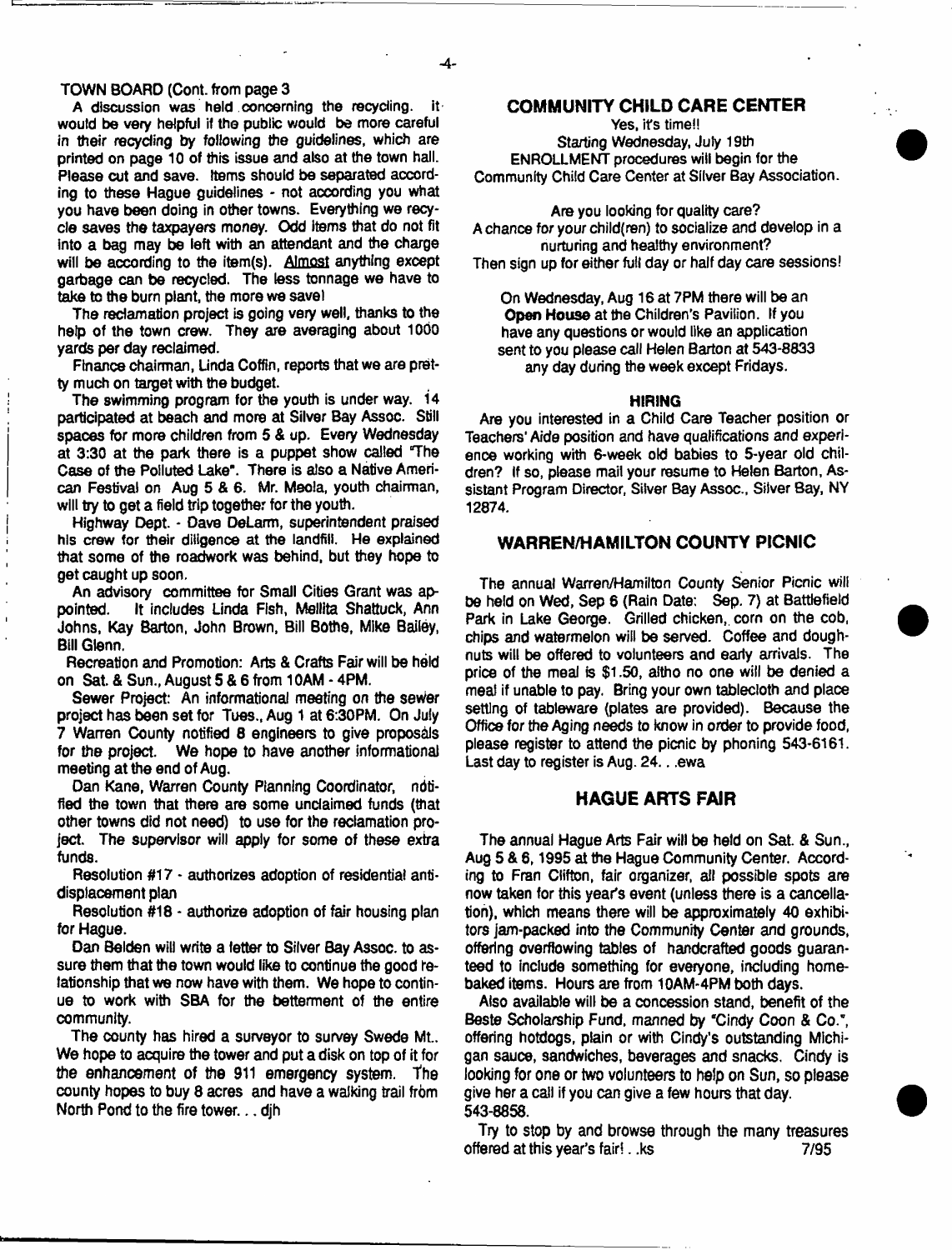TOWN BOARD (Cont. from page 3

A discussion was held concerning the recycling. It would be very helpful if the public would be more careful in their recycling by following the guidelines, which are printed on page 10 of this issue and also at the town hall. Please cut and save. Items should be separated according to these Hague guidelines - not according you what you have been doing in other towns. Everything we recycle saves the taxpayers money. Odd items that do not fit into a bag may be left with an attendant and the charge will be according to the item(s). Almost anything except garbage can be recycled. The less tonnage we have to take to the burn plant, the more we save!

The reclamation project is going very well, thanks to the help of the town crew. They are averaging about 1000 yards per day reclaimed.

Finance chairman, Linda Coffin, reports that we are pretty much on target with the budget.

The swimming program for the youth is under way. 14 participated at beach and more at Silver Bay Assoc. Still spaces for more children from 5 & up. Every Wednesday at 3:30 at the park there is a puppet show called "The Case of the Polluted Lake". There is also a Native American Festival on Aug 5 & 6. Mr. Meola, youth chairman, will try to get a field trip together for the youth.

Highway Dept. - Dave DeLarm, superintendent praised his crew for their diligence at the landfill. He explained that some of the roadwork was behind, but they hope to get caught up soon.

An advisory committee for Small Cities Grant was appointed. It includes Linda Fish, Mellita Shattuck, Ann Johns, Kay Barton, John Brown, Bill Bothe, Mike Bailey, Bill Glenn.

Recreation and Promotion: Arts & Crafts Fair will be held on Sat. & Sun., August 5 & 6 from 10AM - 4PM.

Sewer Project: An informational meeting on the sewer project has been set for Tues., Aug 1 at 6:30PM. On July 7 Warren County notified 8 engineers to give proposals for the project. We hope to have another informational meeting at the end of Aug.

Dan Kane, Warren County Planning Coordinator, notified the town that there are some unclaimed funds (that other towns did not need) to use for the reclamation project. The supervisor will apply for some of these extra funds.

Resolution #17 - authorizes adoption of residential anti-displacement plan

Resolution #18 - authorize adoption of fair housing plan for Hague.

Dan Belden will write a letter to Silver Bay Assoc. to assure them that the town would like to continue the good relationship that we now have with them. We hope to continue to work with SBA for the betterment of the entire community.

The county has hired a surveyor to survey Swede Mt.. We hope to acquire the tower and put a disk on top of it for the enhancement of the 911 emergency system. The county hopes to buy 8 acres and have a walking trail from North Pond to the fire tower. . . djh

## COMMUNITY CHILD CARE CENTER

Yes, it's time!!
Starting Wednesday, July 19th
ENROLLMENT procedures will begin for the Community Child Care Center at Silver Bay Association.

Are you looking for quality care?
A chance for your child(ren) to socialize and develop in a nurturing and healthy environment?
Then sign up for either full day or half day care sessions!

On Wednesday, Aug 16 at 7PM there will be an **Open House** at the Children's Pavilion. If you have any questions or would like an application sent to you please call Helen Barton at 543-8833 any day during the week except Fridays.

### HIRING

Are you interested in a Child Care Teacher position or Teachers' Aide position and have qualifications and experience working with 6-week old babies to 5-year old children? If so, please mail your resume to Helen Barton, Assistant Program Director, Silver Bay Assoc., Silver Bay, NY 12874.

## WARREN/HAMILTON COUNTY PICNIC

The annual Warren/Hamilton County Senior Picnic will be held on Wed, Sep 6 (Rain Date: Sep. 7) at Battlefield Park in Lake George. Grilled chicken, corn on the cob, chips and watermelon will be served. Coffee and doughnuts will be offered to volunteers and early arrivals. The price of the meal is $1.50, altho no one will be denied a meal if unable to pay. Bring your own tablecloth and place setting of tableware (plates are provided). Because the Office for the Aging needs to know in order to provide food, please register to attend the picnic by phoning 543-6161. Last day to register is Aug. 24. . .ewa

## HAGUE ARTS FAIR

The annual Hague Arts Fair will be held on Sat. & Sun., Aug 5 & 6, 1995 at the Hague Community Center. According to Fran Clifton, fair organizer, all possible spots are now taken for this year's event (unless there is a cancellation), which means there will be approximately 40 exhibitors jam-packed into the Community Center and grounds, offering overflowing tables of handcrafted goods guaranteed to include something for everyone, including home-baked items. Hours are from 10AM-4PM both days.

Also available will be a concession stand, benefit of the Beste Scholarship Fund, manned by "Cindy Coon & Co.", offering hotdogs, plain or with Cindy's outstanding Michigan sauce, sandwiches, beverages and snacks. Cindy is looking for one or two volunteers to help on Sun, so please give her a call if you can give a few hours that day. 543-8858.

Try to stop by and browse through the many treasures offered at this year's fair! . .ks 7/95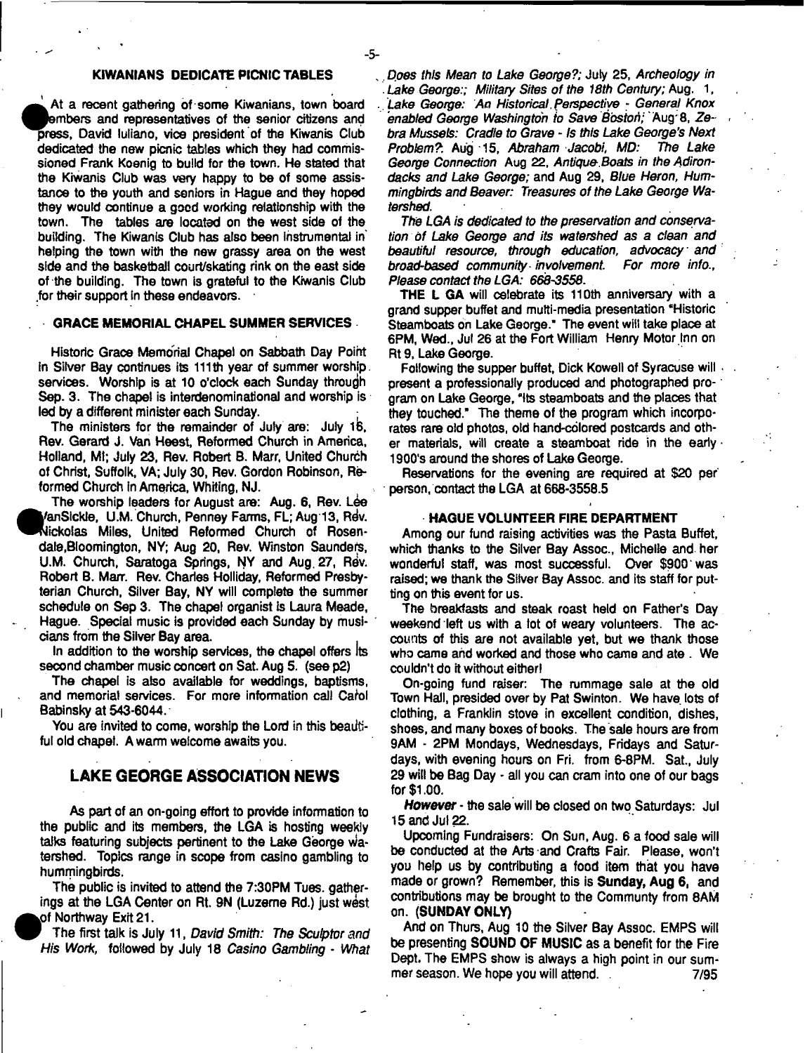## KIWANIANS DEDICATE PICNIC TABLES

At a recent gathering of some Kiwanians, town board members and representatives of the senior citizens and press, David Iuliano, vice president of the Kiwanis Club dedicated the new picnic tables which they had commissioned Frank Koenig to build for the town. He stated that the Kiwanis Club was very happy to be of some assistance to the youth and seniors in Hague and they hoped they would continue a good working relationship with the town. The tables are located on the west side of the building. The Kiwanis Club has also been instrumental in helping the town with the new grassy area on the west side and the basketball court/skating rink on the east side of the building. The town is grateful to the Kiwanis Club for their support in these endeavors.

## GRACE MEMORIAL CHAPEL SUMMER SERVICES

Historic Grace Memorial Chapel on Sabbath Day Point in Silver Bay continues its 111th year of summer worship services. Worship is at 10 o'clock each Sunday through Sep. 3. The chapel is interdenominational and worship is led by a different minister each Sunday.

The ministers for the remainder of July are: July 16, Rev. Gerard J. Van Heest, Reformed Church in America, Holland, MI; July 23, Rev. Robert B. Marr, United Church of Christ, Suffolk, VA; July 30, Rev. Gordon Robinson, Reformed Church in America, Whiting, NJ.

The worship leaders for August are: Aug. 6, Rev. Lee VanSickle, U.M. Church, Penney Farms, FL; Aug 13, Rev. Nickolas Miles, United Reformed Church of Rosendale,Bloomington, NY; Aug 20, Rev. Winston Saunders, U.M. Church, Saratoga Springs, NY and Aug 27, Rev. Robert B. Marr. Rev. Charles Holliday, Reformed Presbyterian Church, Silver Bay, NY will complete the summer schedule on Sep 3. The chapel organist is Laura Meade, Hague. Special music is provided each Sunday by musicians from the Silver Bay area.

In addition to the worship services, the chapel offers its second chamber music concert on Sat. Aug 5. (see p2)

The chapel is also available for weddings, baptisms, and memorial services. For more information call Carol Babinsky at 543-6044.

You are invited to come, worship the Lord in this beautiful old chapel. A warm welcome awaits you.

## LAKE GEORGE ASSOCIATION NEWS

As part of an on-going effort to provide information to the public and its members, the LGA is hosting weekly talks featuring subjects pertinent to the Lake George watershed. Topics range in scope from casino gambling to hummingbirds.

The public is invited to attend the 7:30PM Tues. gatherings at the LGA Center on Rt. 9N (Luzerne Rd.) just west of Northway Exit 21.

The first talk is July 11, *David Smith: The Sculptor and His Work,* followed by July 18 *Casino Gambling - What Does this Mean to Lake George?;* July 25, *Archeology in Lake George:; Military Sites of the 18th Century;* Aug. 1, *Lake George: An Historical Perspective - General Knox enabled George Washington to Save Boston;* Aug 8, *Zebra Mussels: Cradle to Grave - Is this Lake George's Next Problem?.* Aug 15, *Abraham Jacobi, MD: The Lake George Connection* Aug 22, *Antique Boats in the Adirondacks and Lake George;* and Aug 29, *Blue Heron, Hummingbirds and Beaver: Treasures of the Lake George Watershed.*

*The LGA is dedicated to the preservation and conservation of Lake George and its watershed as a clean and beautiful resource, through education, advocacy and broad-based community involvement. For more info., Please contact the LGA: 668-3558.*

**THE L GA** will celebrate its 110th anniversary with a grand supper buffet and multi-media presentation "Historic Steamboats on Lake George." The event will take place at 6PM, Wed., Jul 26 at the Fort William Henry Motor Inn on Rt 9, Lake George.

Following the supper buffet, Dick Kowell of Syracuse will present a professionally produced and photographed program on Lake George, "Its steamboats and the places that they touched." The theme of the program which incorporates rare old photos, old hand-colored postcards and other materials, will create a steamboat ride in the early 1900's around the shores of Lake George.

Reservations for the evening are required at $20 per person, contact the LGA at 668-3558.5

## HAGUE VOLUNTEER FIRE DEPARTMENT

Among our fund raising activities was the Pasta Buffet, which thanks to the Silver Bay Assoc., Michelle and her wonderful staff, was most successful. Over $900 was raised; we thank the Silver Bay Assoc. and its staff for putting on this event for us.

The breakfasts and steak roast held on Father's Day weekend left us with a lot of weary volunteers. The accounts of this are not available yet, but we thank those who came and worked and those who came and ate . We couldn't do it without either!

On-going fund raiser: The rummage sale at the old Town Hall, presided over by Pat Swinton. We have lots of clothing, a Franklin stove in excellent condition, dishes, shoes, and many boxes of books. The sale hours are from 9AM - 2PM Mondays, Wednesdays, Fridays and Saturdays, with evening hours on Fri. from 6-8PM. Sat., July 29 will be Bag Day - all you can cram into one of our bags for $1.00.

***However*** - the sale will be closed on two Saturdays: Jul 15 and Jul 22.

Upcoming Fundraisers: On Sun, Aug. 6 a food sale will be conducted at the Arts and Crafts Fair. Please, won't you help us by contributing a food item that you have made or grown? Remember, this is **Sunday, Aug 6,** and contributions may be brought to the Communty from 8AM on. **(SUNDAY ONLY)**

And on Thurs, Aug 10 the Silver Bay Assoc. EMPS will be presenting **SOUND OF MUSIC** as a benefit for the Fire Dept. The EMPS show is always a high point in our summer season. We hope you will attend. 7/95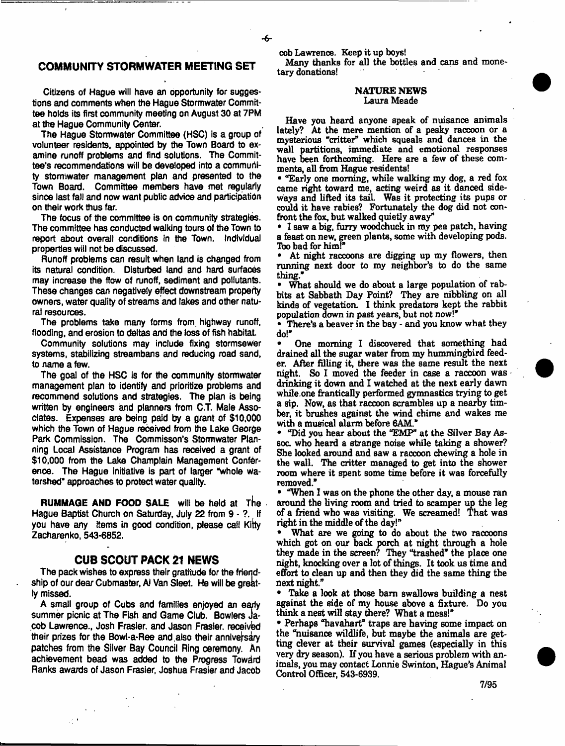## COMMUNITY STORMWATER MEETING SET

Citizens of Hague will have an opportunity for suggestions and comments when the Hague Stormwater Committee holds its first community meeting on August 30 at 7PM at the Hague Community Center.

The Hague Stormwater Committee (HSC) is a group of volunteer residents, appointed by the Town Board to examine runoff problems and find solutions. The Committee's recommendations will be developed into a community stormwater management plan and presented to the Town Board. Committee members have met regularly since last fall and now want public advice and participation on their work thus far.

The focus of the committee is on community strategies. The committee has conducted walking tours of the Town to report about overall conditions in the Town. Individual properties will not be discussed.

Runoff problems can result when land is changed from its natural condition. Disturbed land and hard surfaces may increase the flow of runoff, sediment and pollutants. These changes can negatively effect downstream property owners, water quality of streams and lakes and other natural resources.

The problems take many forms from highway runoff, flooding, and erosion to deltas and the loss of fish habitat.

Community solutions may include fixing stormsewer systems, stabilizing streambans and reducing road sand, to name a few.

The goal of the HSC is for the community stormwater management plan to identify and prioritize problems and recommend solutions and strategies. The plan is being written by engineers and planners from C.T. Male Associates. Expenses are being paid by a grant of $10,000 which the Town of Hague received from the Lake George Park Commission. The Commisson's Stormwater Planning Local Assistance Program has received a grant of $10,000 from the Lake Champlain Management Conference. The Hague initiative is part of larger "whole watershed" approaches to protect water quality.

**RUMMAGE AND FOOD SALE** will be held at The Hague Baptist Church on Saturday, July 22 from 9 - ?. If you have any items in good condition, please call Kitty Zacharenko, 543-6852.

## CUB SCOUT PACK 21 NEWS

The pack wishes to express their gratitude for the friendship of our dear Cubmaster, Al Van Sleet. He will be greatly missed.

A small group of Cubs and families enjoyed an early summer picnic at The Fish and Game Club. Bowlers Jacob Lawrence., Josh Frasier. and Jason Frasier. received their prizes for the Bowl-a-Ree and also their anniversary patches from the Silver Bay Council Ring ceremony. An achievement bead was added to the Progress Toward Ranks awards of Jason Frasier, Joshua Frasier and Jacob Lawrence. Keep it up boys!

Many thanks for all the bottles and cans and monetary donations!

### NATURE NEWS
Laura Meade

Have you heard anyone speak of nuisance animals lately? At the mere mention of a pesky raccoon or a mysterious "critter" which squeals and dances in the wall partitions, immediate and emotional responses have been forthcoming. Here are a few of these comments, all from Hague residents!

- "Early one morning, while walking my dog, a red fox came right toward me, acting weird as it danced sideways and lifted its tail. Was it protecting its pups or could it have rabies? Fortunately the dog did not confront the fox, but walked quietly away"
- I saw a big, furry woodchuck in my pea patch, having a feast on new, green plants, some with developing pods. Too bad for him!"
- At night raccoons are digging up my flowers, then running next door to my neighbor's to do the same thing."
- What should we do about a large population of rabbits at Sabbath Day Point? They are nibbling on all kinds of vegetation. I think predators kept the rabbit population down in past years, but not now!"
- There's a beaver in the bay - and you know what they do!"
- One morning I discovered that something had drained all the sugar water from my hummingbird feeder. After filling it, there was the same result the next night. So I moved the feeder in case a raccoon was drinking it down and I watched at the next early dawn while one frantically performed gymnastics trying to get a sip. Now, as that raccoon scrambles up a nearby timber, it brushes against the wind chime and wakes me with a musical alarm before 6AM."
- "Did you hear about the "EMP" at the Silver Bay Assoc. who heard a strange noise while taking a shower? She looked around and saw a raccoon chewing a hole in the wall. The critter managed to get into the shower room where it spent some time before it was forcefully removed."
- "When I was on the phone the other day, a mouse ran around the living room and tried to scamper up the leg of a friend who was visiting. We screamed! That was right in the middle of the day!"
- What are we going to do about the two raccoons which got on our back porch at night through a hole they made in the screen? They "trashed" the place one night, knocking over a lot of things. It took us time and effort to clean up and then they did the same thing the next night."
- Take a look at those barn swallows building a nest against the side of my house above a fixture. Do you think a nest will stay there? What a mess!"
- Perhaps "havahart" traps are having some impact on the "nuisance wildlife, but maybe the animals are getting clever at their survival games (especially in this very dry season). If you have a serious problem with animals, you may contact Lonnie Swinton, Hague's Animal Control Officer, 543-6939.

7/95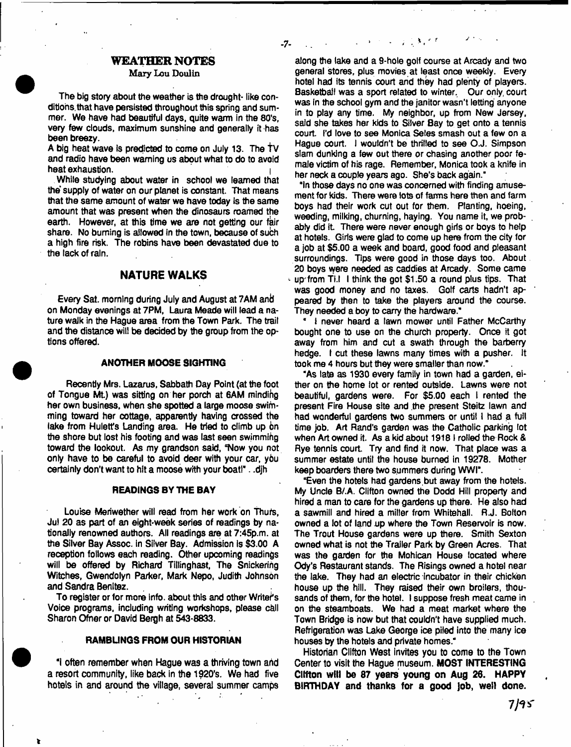## WEATHER NOTES

Mary Lou Doulin

The big story about the weather is the drought- like conditions that have persisted throughout this spring and summer. We have had beautiful days, quite warm in the 80's, very few clouds, maximum sunshine and generally it has been breezy.

A big heat wave is predicted to come on July 13. The TV and radio have been warning us about what to do to avoid heat exhaustion.

While studying about water in school we learned that the supply of water on our planet is constant. That means that the same amount of water we have today is the same amount that was present when the dinosaurs roamed the earth. However, at this time we are not getting our fair share. No burning is allowed in the town, because of such a high fire risk. The robins have been devastated due to the lack of rain.

## NATURE WALKS

Every Sat. morning during July and August at 7AM and on Monday evenings at 7PM, Laura Meade will lead a nature walk in the Hague area from the Town Park. The trail and the distance will be decided by the group from the options offered.

### ANOTHER MOOSE SIGHTING

Recently Mrs. Lazarus, Sabbath Day Point (at the foot of Tongue Mt.) was sitting on her porch at 6AM minding her own business, when she spotted a large moose swimming toward her cottage, apparently having crossed the lake from Hulett's Landing area. He tried to climb up on the shore but lost his footing and was last seen swimming toward the lookout. As my grandson said, "Now you not only have to be careful to avoid deer with your car, you certainly don't want to hit a moose with your boat!" ..djh

### READINGS BY THE BAY

Louise Meriwether will read from her work on Thurs, Jul 20 as part of an eight-week series of readings by nationally renowned authors. All readings are at 7:45p.m. at the Silver Bay Assoc. in Silver Bay. Admission is $3.00 A reception follows each reading. Other upcoming readings will be offered by Richard Tillinghast, The Snickering Witches, Gwendolyn Parker, Mark Nepo, Judith Johnson and Sandra Benitez.

To register or for more info. about this and other Writer's Voice programs, including writing workshops, please call Sharon Ofner or David Bergh at 543-8833.

### RAMBLINGS FROM OUR HISTORIAN

"I often remember when Hague was a thriving town and a resort community, like back in the 1920's. We had five hotels in and around the village, several summer camps along the lake and a 9-hole golf course at Arcady and two general stores, plus movies at least once weekly. Every hotel had its tennis court and they had plenty of players. Basketball was a sport related to winter. Our only court was in the school gym and the janitor wasn't letting anyone in to play any time. My neighbor, up from New Jersey, said she takes her kids to Silver Bay to get onto a tennis court. I'd love to see Monica Seles smash out a few on a Hague court. I wouldn't be thrilled to see O.J. Simpson slam dunking a few out there or chasing another poor female victim of his rage. Remember, Monica took a knife in her neck a couple years ago. She's back again."

"In those days no one was concerned with finding amusement for kids. There were lots of farms here then and farm boys had their work cut out for them. Planting, hoeing, weeding, milking, churning, haying. You name it, we probably did it. There were never enough girls or boys to help at hotels. Girls were glad to come up here from the city for a job at $5.00 a week and board, good food and pleasant surroundings. Tips were good in those days too. About 20 boys were needed as caddies at Arcady. Some came up from Ti.! I think the got $1.50 a round plus tips. That was good money and no taxes. Golf carts hadn't appeared by then to take the players around the course. They needed a boy to carry the hardware."

"I never heard a lawn mower until Father McCarthy bought one to use on the church property. Once it got away from him and cut a swath through the barberry hedge. I cut these lawns many times with a pusher. It took me 4 hours but they were smaller than now."

"As late as 1930 every family in town had a garden, either on the home lot or rented outside. Lawns were not beautiful, gardens were. For $5.00 each I rented the present Fire House site and the present Steitz lawn and had wonderful gardens two summers or until I had a full time job. Art Rand's garden was the Catholic parking lot when Art owned it. As a kid about 1918 I rolled the Rock & Rye tennis court. Try and find it now. That place was a summer estate until the house burned in 19278. Mother keep boarders there two summers during WWI".

"Even the hotels had gardens but away from the hotels. My Uncle B/.A. Clifton owned the Dodd Hill property and hired a man to care for the gardens up there. He also had a sawmill and hired a miller from Whitehall. R.J. Bolton owned a lot of land up where the Town Reservoir is now. The Trout House gardens were up there. Smith Sexton owned what is not the Trailer Park by Green Acres. That was the garden for the Mohican House located where Ody's Restaurant stands. The Risings owned a hotel near the lake. They had an electric incubator in their chicken house up the hill. They raised their own broilers, thousands of them, for the hotel. I suppose fresh meat came in on the steamboats. We had a meat market where the Town Bridge is now but that couldn't have supplied much. Refrigeration was Lake George ice piled into the many ice houses by the hotels and private homes."

Historian Clifton West invites you to come to the Town Center to visit the Hague museum. **MOST INTERESTING Clifton will be 87 years young on Aug 26. HAPPY BIRTHDAY and thanks for a good job, well done.**

7/95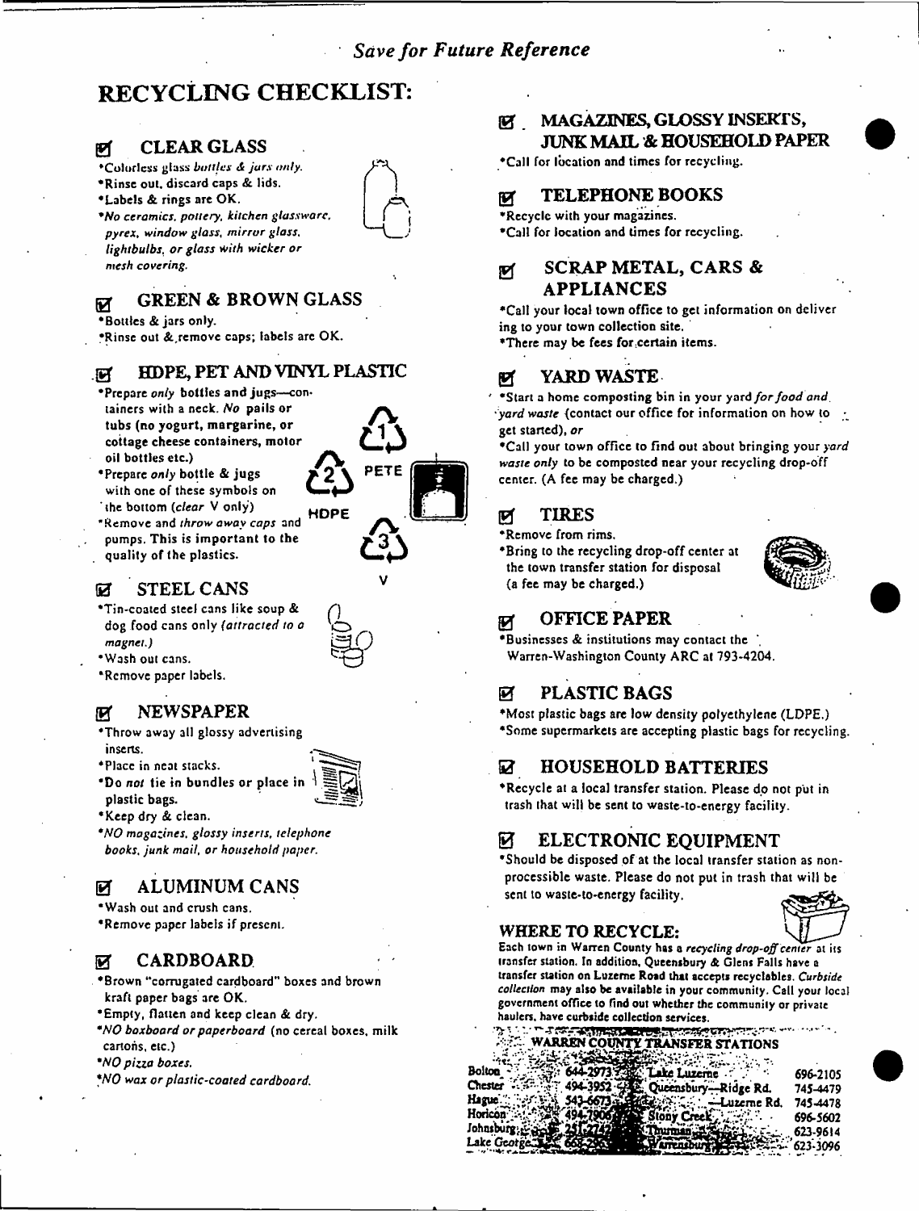*Save for Future Reference*

# RECYCLING CHECKLIST:

## ☑ CLEAR GLASS

- Colorless glass *bottles & jars only.*
- Rinse out, discard caps & lids.
- Labels & rings are OK.
- *No ceramics, pottery, kitchen glassware, pyrex, window glass, mirror glass, lightbulbs, or glass with wicker or mesh covering.*

## ☑ GREEN & BROWN GLASS

- Bottles & jars only.
- Rinse out & remove caps; labels are OK.

## ☑ HDPE, PET AND VINYL PLASTIC

- Prepare *only* bottles and jugs—containers with a neck. *No* pails or tubs (no yogurt, margarine, or cottage cheese containers, motor oil bottles etc.)
- Prepare *only* bottle & jugs with one of these symbols on the bottom (*clear* V only)
- Remove and *throw away caps* and pumps. This is important to the quality of the plastics.

1 PETE
2 HDPE
3 V

## ☑ STEEL CANS

- Tin-coated steel cans like soup & dog food cans only *(attracted to a magnet.)*
- Wash out cans.
- Remove paper labels.

## ☑ NEWSPAPER

- Throw away all glossy advertising inserts.
- Place in neat stacks.
- Do *not* tie in bundles or place in plastic bags.
- Keep dry & clean.
- *NO magazines, glossy inserts, telephone books, junk mail, or household paper.*

## ☑ ALUMINUM CANS

- Wash out and crush cans.
- Remove paper labels if present.

## ☑ CARDBOARD

- Brown "corrugated cardboard" boxes and brown kraft paper bags are OK.
- Empty, flatten and keep clean & dry.
- *NO boxboard or paperboard* (no cereal boxes, milk cartons, etc.)
- *NO pizza boxes.*
- *NO wax or plastic-coated cardboard.*

## ☑ MAGAZINES, GLOSSY INSERTS, JUNK MAIL & HOUSEHOLD PAPER

- Call for location and times for recycling.

## ☑ TELEPHONE BOOKS

- Recycle with your magazines.
- Call for location and times for recycling.

## ☑ SCRAP METAL, CARS & APPLIANCES

- Call your local town office to get information on delivering to your town collection site.
- There may be fees for certain items.

## ☑ YARD WASTE

- Start a home composting bin in your yard *for food and yard waste* (contact our office for information on how to get started), *or*
- Call your town office to find out about bringing your *yard waste only* to be composted near your recycling drop-off center. (A fee may be charged.)

## ☑ TIRES

- Remove from rims.
- Bring to the recycling drop-off center at the town transfer station for disposal (a fee may be charged.)

## ☑ OFFICE PAPER

- Businesses & institutions may contact the Warren-Washington County ARC at 793-4204.

## ☑ PLASTIC BAGS

- Most plastic bags are low density polyethylene (LDPE.)
- Some supermarkets are accepting plastic bags for recycling.

## ☑ HOUSEHOLD BATTERIES

- Recycle at a local transfer station. Please do not put in trash that will be sent to waste-to-energy facility.

## ☑ ELECTRONIC EQUIPMENT

- Should be disposed of at the local transfer station as non-processible waste. Please do not put in trash that will be sent to waste-to-energy facility.

## WHERE TO RECYCLE:

Each town in Warren County has a *recycling drop-off center* at its transfer station. In addition, Queensbury & Glens Falls have a transfer station on Luzerne Road that accepts recyclables. *Curbside collection* may also be available in your community. Call your local government office to find out whether the community or private haulers, have curbside collection services.

**WARREN COUNTY TRANSFER STATIONS**

| | | | |
|---|---|---|---|
| Bolton | 644-2973 | Lake Luzerne | 696-2105 |
| Chester | 494-3952 | Queensbury—Ridge Rd. | 745-4479 |
| Hague | 543-6673 | —Luzerne Rd. | 745-4478 |
| Horicon | 494-7906 | Stony Creek | 696-5602 |
| Johnsburg | 251-2742 | Thurman | 623-9614 |
| Lake George | 668-296 | Warrensburg | 623-3096 |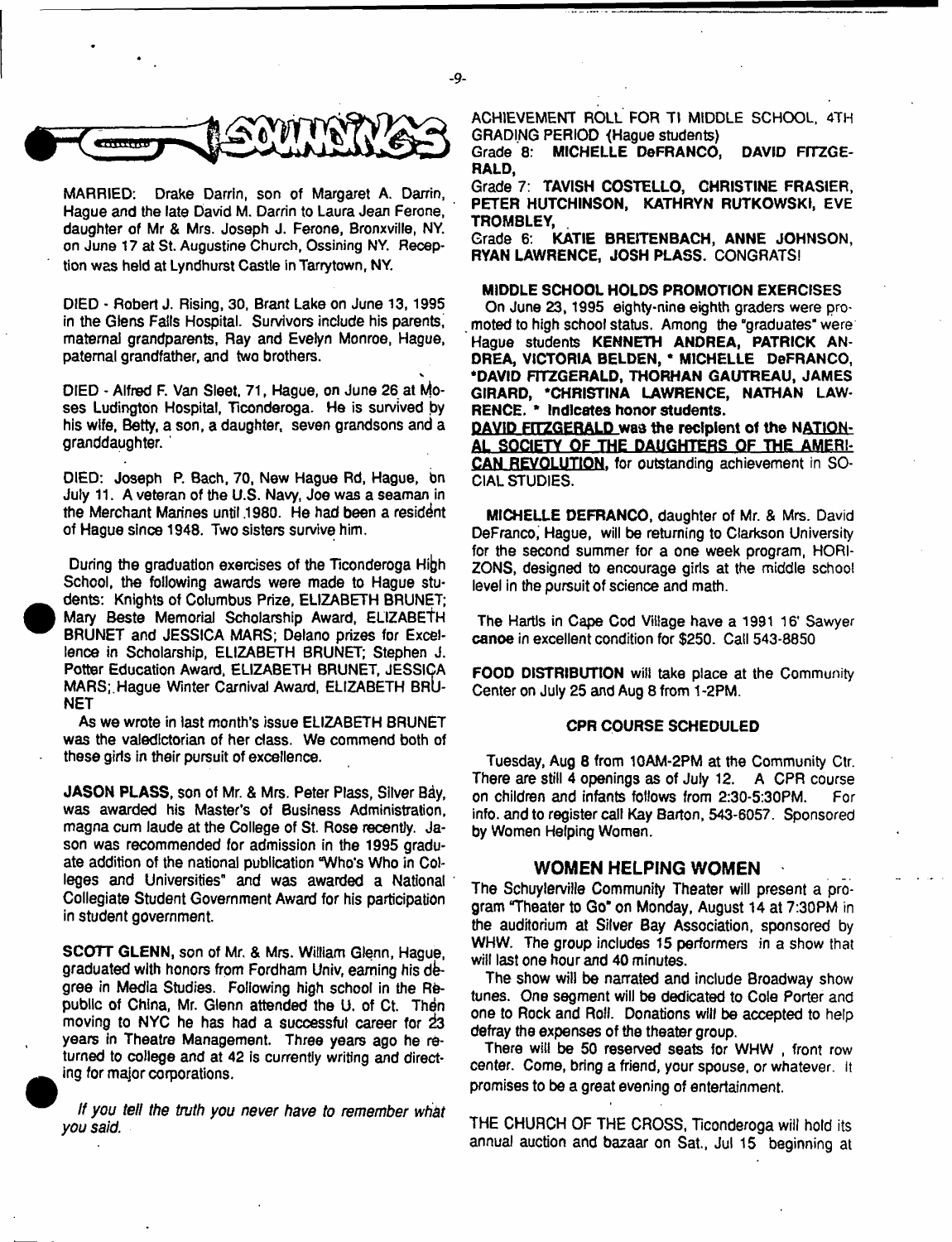# SOUNDINGS

MARRIED: Drake Darrin, son of Margaret A. Darrin, Hague and the late David M. Darrin to Laura Jean Ferone, daughter of Mr & Mrs. Joseph J. Ferone, Bronxville, NY. on June 17 at St. Augustine Church, Ossining NY. Reception was held at Lyndhurst Castle in Tarrytown, NY.

DIED - Robert J. Rising, 30, Brant Lake on June 13, 1995 in the Glens Falls Hospital. Survivors include his parents, maternal grandparents, Ray and Evelyn Monroe, Hague, paternal grandfather, and two brothers.

DIED - Alfred F. Van Sleet, 71, Hague, on June 26 at Moses Ludington Hospital, Ticonderoga. He is survived by his wife, Betty, a son, a daughter, seven grandsons and a granddaughter.

DIED: Joseph P. Bach, 70, New Hague Rd, Hague, on July 11. A veteran of the U.S. Navy, Joe was a seaman in the Merchant Marines until 1980. He had been a resident of Hague since 1948. Two sisters survive him.

During the graduation exercises of the Ticonderoga High School, the following awards were made to Hague students: Knights of Columbus Prize, ELIZABETH BRUNET; Mary Beste Memorial Scholarship Award, ELIZABETH BRUNET and JESSICA MARS; Delano prizes for Excellence in Scholarship, ELIZABETH BRUNET; Stephen J. Potter Education Award, ELIZABETH BRUNET, JESSICA MARS; Hague Winter Carnival Award, ELIZABETH BRUNET

As we wrote in last month's issue ELIZABETH BRUNET was the valedictorian of her class. We commend both of these girls in their pursuit of excellence.

**JASON PLASS**, son of Mr. & Mrs. Peter Plass, Silver Bay, was awarded his Master's of Business Administration, magna cum laude at the College of St. Rose recently. Jason was recommended for admission in the 1995 graduate addition of the national publication "Who's Who in Colleges and Universities" and was awarded a National Collegiate Student Government Award for his participation in student government.

**SCOTT GLENN**, son of Mr. & Mrs. William Glenn, Hague, graduated with honors from Fordham Univ, earning his degree in Media Studies. Following high school in the Republic of China, Mr. Glenn attended the U. of Ct. Then moving to NYC he has had a successful career for 23 years in Theatre Management. Three years ago he returned to college and at 42 is currently writing and directing for major corporations.

*If you tell the truth you never have to remember what you said.*

ACHIEVEMENT ROLL FOR TI MIDDLE SCHOOL, 4TH GRADING PERIOD (Hague students)

Grade 8: **MICHELLE DeFRANCO, DAVID FITZGERALD,**

Grade 7: **TAVISH COSTELLO, CHRISTINE FRASIER, PETER HUTCHINSON, KATHRYN RUTKOWSKI, EVE TROMBLEY,**

Grade 6: **KATIE BREITENBACH, ANNE JOHNSON, RYAN LAWRENCE, JOSH PLASS.** CONGRATS!

**MIDDLE SCHOOL HOLDS PROMOTION EXERCISES**

On June 23, 1995 eighty-nine eighth graders were promoted to high school status. Among the "graduates" were Hague students **KENNETH ANDREA, PATRICK ANDREA, VICTORIA BELDEN, \*MICHELLE DeFRANCO, \*DAVID FITZGERALD, THORHAN GAUTREAU, JAMES GIRARD, \*CHRISTINA LAWRENCE, NATHAN LAWRENCE. \* Indicates honor students.**

**DAVID FITZGERALD was the recipient of the NATIONAL SOCIETY OF THE DAUGHTERS OF THE AMERICAN REVOLUTION**, for outstanding achievement in SOCIAL STUDIES.

**MICHELLE DEFRANCO**, daughter of Mr. & Mrs. David DeFranco, Hague, will be returning to Clarkson University for the second summer for a one week program, HORIZONS, designed to encourage girls at the middle school level in the pursuit of science and math.

The Hartls in Cape Cod Village have a 1991 16' Sawyer **canoe** in excellent condition for $250. Call 543-8850

**FOOD DISTRIBUTION** will take place at the Community Center on July 25 and Aug 8 from 1-2PM.

**CPR COURSE SCHEDULED**

Tuesday, Aug 8 from 10AM-2PM at the Community Ctr. There are still 4 openings as of July 12. A CPR course on children and infants follows from 2:30-5:30PM. For info. and to register call Kay Barton, 543-6057. Sponsored by Women Helping Women.

## WOMEN HELPING WOMEN

The Schuylerville Community Theater will present a program "Theater to Go" on Monday, August 14 at 7:30PM in the auditorium at Silver Bay Association, sponsored by WHW. The group includes 15 performers in a show that will last one hour and 40 minutes.

The show will be narrated and include Broadway show tunes. One segment will be dedicated to Cole Porter and one to Rock and Roll. Donations will be accepted to help defray the expenses of the theater group.

There will be 50 reserved seats for WHW, front row center. Come, bring a friend, your spouse, or whatever. It promises to be a great evening of entertainment.

THE CHURCH OF THE CROSS, Ticonderoga will hold its annual auction and bazaar on Sat., Jul 15 beginning at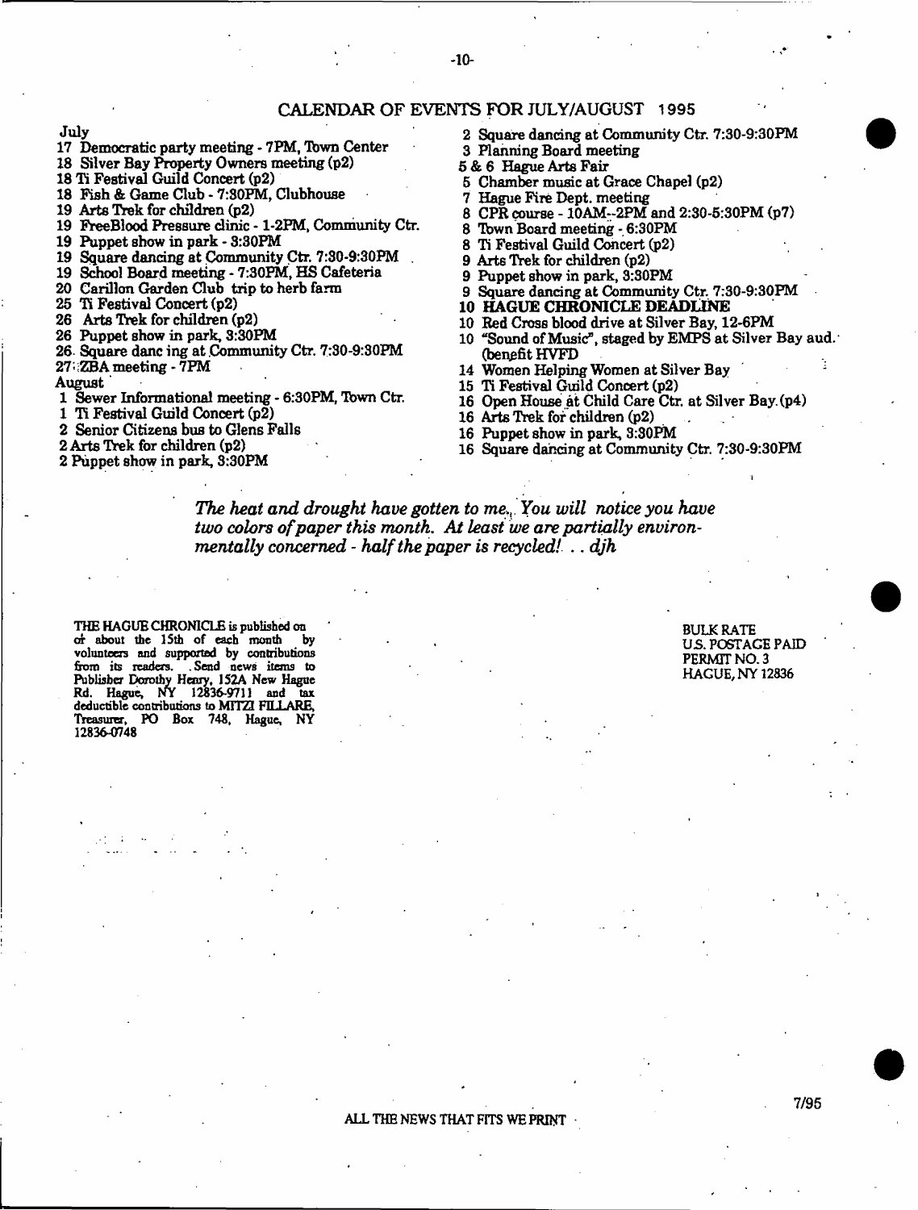## CALENDAR OF EVENTS FOR JULY/AUGUST 1995

July

- 17 Democratic party meeting - 7PM, Town Center
- 18 Silver Bay Property Owners meeting (p2)
- 18 Ti Festival Guild Concert (p2)
- 18 Fish & Game Club - 7:30PM, Clubhouse
- 19 Arts Trek for children (p2)
- 19 FreeBlood Pressure clinic - 1-2PM, Community Ctr.
- 19 Puppet show in park - 3:30PM
- 19 Square dancing at Community Ctr. 7:30-9:30PM
- 19 School Board meeting - 7:30PM, HS Cafeteria
- 20 Carillon Garden Club trip to herb farm
- 25 Ti Festival Concert (p2)
- 26 Arts Trek for children (p2)
- 26 Puppet show in park, 3:30PM
- 26 Square danc ing at Community Ctr. 7:30-9:30PM
- 27 ZBA meeting - 7PM

August

- 1 Sewer Informational meeting - 6:30PM, Town Ctr.
- 1 Ti Festival Guild Concert (p2)
- 2 Senior Citizens bus to Glens Falls
- 2 Arts Trek for children (p2)
- 2 Puppet show in park, 3:30PM
- 2 Square dancing at Community Ctr. 7:30-9:30PM
- 3 Planning Board meeting
- 5 & 6 Hague Arts Fair
- 5 Chamber music at Grace Chapel (p2)
- 7 Hague Fire Dept. meeting
- 8 CPR course - 10AM--2PM and 2:30-5:30PM (p7)
- 8 Town Board meeting - 6:30PM
- 8 Ti Festival Guild Concert (p2)
- 9 Arts Trek for children (p2)
- 9 Puppet show in park, 3:30PM
- 9 Square dancing at Community Ctr. 7:30-9:30PM
- **10 HAGUE CHRONICLE DEADLINE**
- 10 Red Cross blood drive at Silver Bay, 12-6PM
- 10 "Sound of Music", staged by EMPS at Silver Bay aud. (benefit HVFD
- 14 Women Helping Women at Silver Bay
- 15 Ti Festival Guild Concert (p2)
- 16 Open House at Child Care Ctr. at Silver Bay (p4)
- 16 Arts Trek for children (p2)
- 16 Puppet show in park, 3:30PM
- 16 Square dancing at Community Ctr. 7:30-9:30PM

*The heat and drought have gotten to me. You will notice you have two colors of paper this month. At least we are partially environmentally concerned - half the paper is recycled! . . djh*

THE HAGUE CHRONICLE is published on or about the 15th of each month by volunteers and supported by contributions from its readers. Send news items to Publisher Dorothy Henry, 152A New Hague Rd. Hague, NY 12836-9711 and tax deductible contributions to MITZI FILLARE, Treasurer, PO Box 748, Hague, NY 12836-0748

BULK RATE
U.S. POSTAGE PAID
PERMIT NO. 3
HAGUE, NY 12836

7/95

ALL THE NEWS THAT FITS WE PRINT